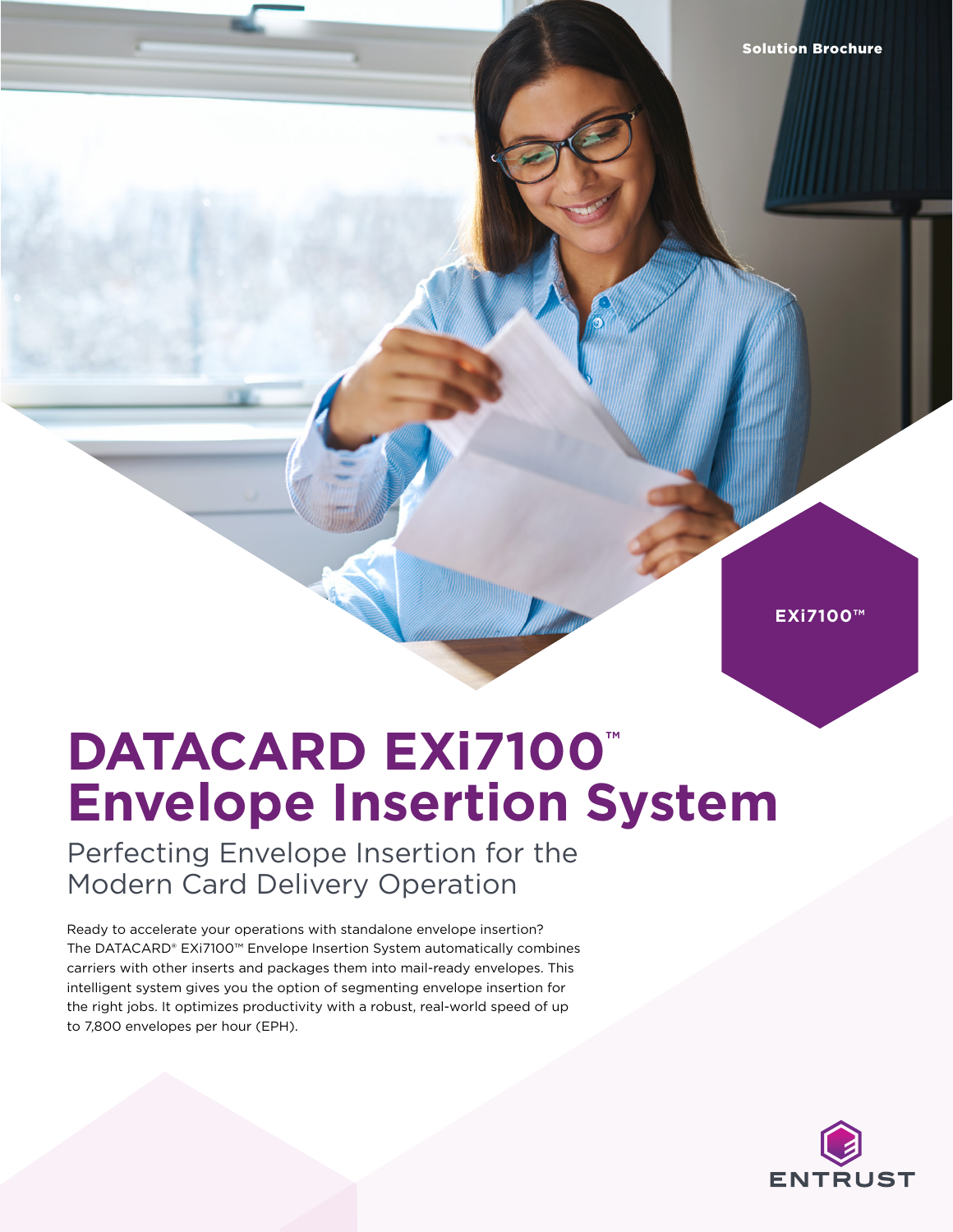Solution Brochure

EXi7100™

# DATACARD EXi7100™ Envelope Insertion System

## Perfecting Envelope Insertion for the Modern Card Delivery Operation

Ready to accelerate your operations with standalone envelope insertion? The DATACARD® EXi7100™ Envelope Insertion System automatically combines carriers with other inserts and packages them into mail-ready envelopes. This intelligent system gives you the option of segmenting envelope insertion for the right jobs. It optimizes productivity with a robust, real-world speed of up to 7,800 envelopes per hour (EPH).

ENTRUST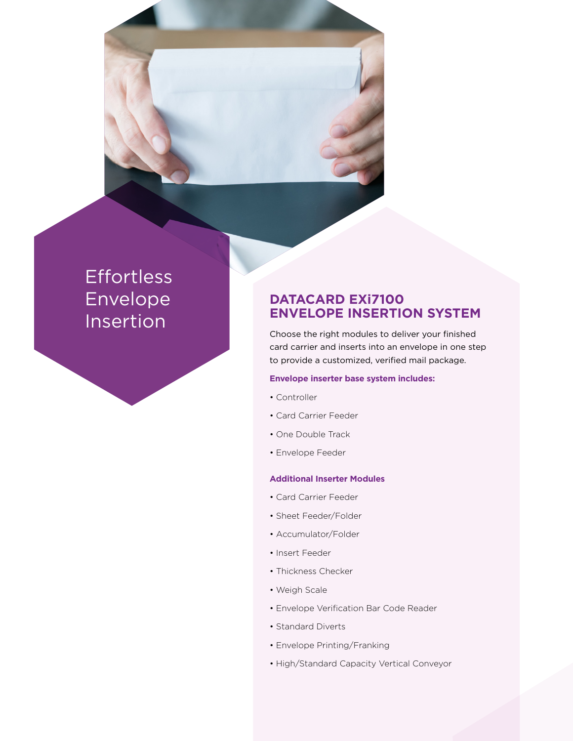# Effortless Envelope Insertion

## DATACARD EXi7100 ENVELOPE INSERTION SYSTEM

Choose the right modules to deliver your finished card carrier and inserts into an envelope in one step to provide a customized, verified mail package.

**Envelope inserter base system includes:**

- Controller
- Card Carrier Feeder
- One Double Track
- Envelope Feeder

**Additional Inserter Modules**

- Card Carrier Feeder
- Sheet Feeder/Folder
- Accumulator/Folder
- Insert Feeder
- Thickness Checker
- Weigh Scale
- Envelope Verification Bar Code Reader
- Standard Diverts
- Envelope Printing/Franking
- High/Standard Capacity Vertical Conveyor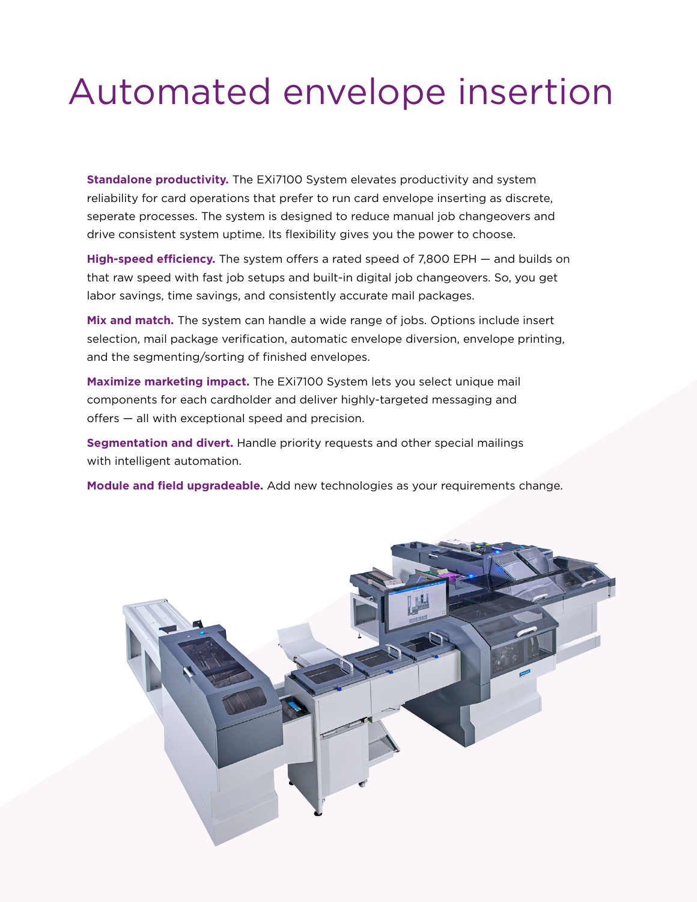# Automated envelope insertion

**Standalone productivity.** The EXi7100 System elevates productivity and system reliability for card operations that prefer to run card envelope inserting as discrete, seperate processes. The system is designed to reduce manual job changeovers and drive consistent system uptime. Its flexibility gives you the power to choose.

**High-speed efficiency.** The system offers a rated speed of 7,800 EPH — and builds on that raw speed with fast job setups and built-in digital job changeovers. So, you get labor savings, time savings, and consistently accurate mail packages.

**Mix and match.** The system can handle a wide range of jobs. Options include insert selection, mail package verification, automatic envelope diversion, envelope printing, and the segmenting/sorting of finished envelopes.

**Maximize marketing impact.** The EXi7100 System lets you select unique mail components for each cardholder and deliver highly-targeted messaging and offers — all with exceptional speed and precision.

**Segmentation and divert.** Handle priority requests and other special mailings with intelligent automation.

**Module and field upgradeable.** Add new technologies as your requirements change.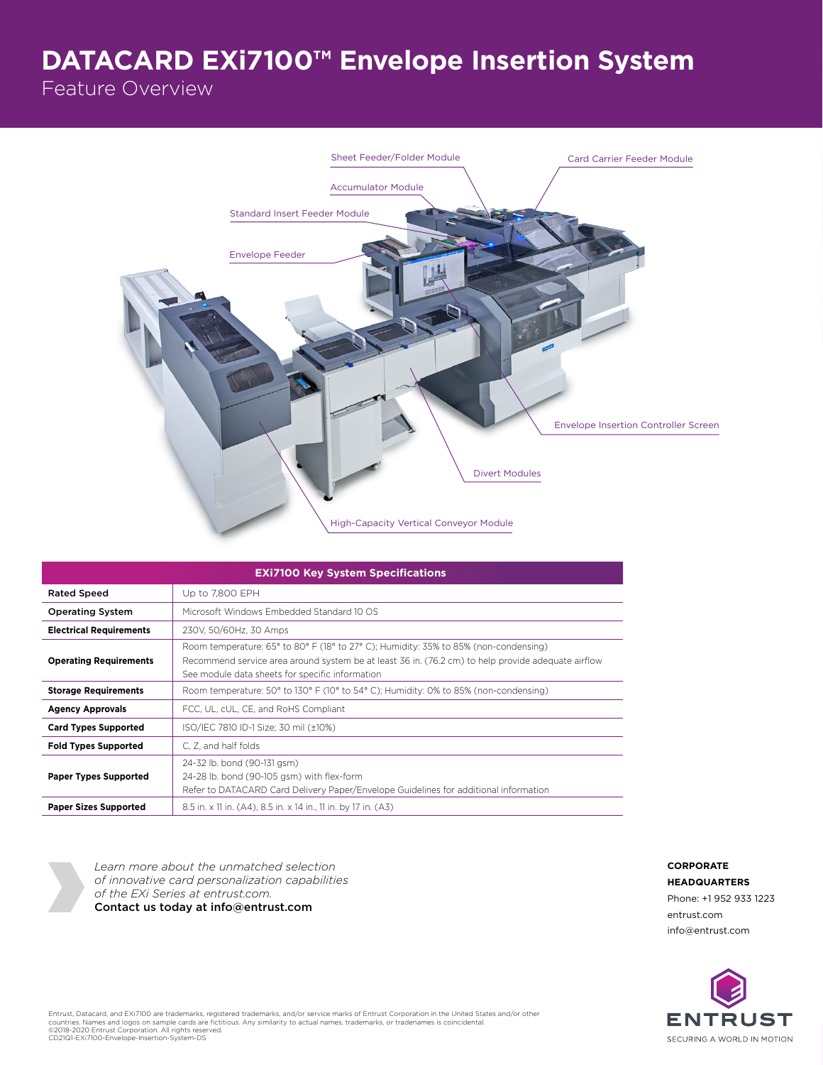# DATACARD EXi7100™ Envelope Insertion System

Feature Overview

Sheet Feeder/Folder Module

Card Carrier Feeder Module

Accumulator Module

Standard Insert Feeder Module

Envelope Feeder

Envelope Insertion Controller Screen

Divert Modules

High-Capacity Vertical Conveyor Module

| EXi7100 Key System Specifications | |
|---|---|
| **Rated Speed** | Up to 7,800 EPH |
| **Operating System** | Microsoft Windows Embedded Standard 10 OS |
| **Electrical Requirements** | 230V, 50/60Hz, 30 Amps |
| **Operating Requirements** | Room temperature: 65° to 80° F (18° to 27° C); Humidity: 35% to 85% (non-condensing)<br>Recommend service area around system be at least 36 in. (76.2 cm) to help provide adequate airflow<br>See module data sheets for specific information |
| **Storage Requirements** | Room temperature: 50° to 130° F (10° to 54° C); Humidity: 0% to 85% (non-condensing) |
| **Agency Approvals** | FCC, UL, cUL, CE, and RoHS Compliant |
| **Card Types Supported** | ISO/IEC 7810 ID-1 Size; 30 mil (±10%) |
| **Fold Types Supported** | C, Z, and half folds |
| **Paper Types Supported** | 24-32 lb. bond (90-131 gsm)<br>24-28 lb. bond (90-105 gsm) with flex-form<br>Refer to DATACARD Card Delivery Paper/Envelope Guidelines for additional information |
| **Paper Sizes Supported** | 8.5 in. x 11 in. (A4), 8.5 in. x 14 in., 11 in. by 17 in. (A3) |

*Learn more about the unmatched selection of innovative card personalization capabilities of the EXi Series at entrust.com.*
Contact us today at info@entrust.com

**CORPORATE HEADQUARTERS**
Phone: +1 952 933 1223
entrust.com
info@entrust.com

ENTRUST
SECURING A WORLD IN MOTION

Entrust, Datacard, and EXi7100 are trademarks, registered trademarks, and/or service marks of Entrust Corporation in the United States and/or other countries. Names and logos on sample cards are fictitious. Any similarity to actual names, trademarks, or tradenames is coincidental.
©2018-2020 Entrust Corporation. All rights reserved.
CD21Q1-EXi7100-Envelope-Insertion-System-DS